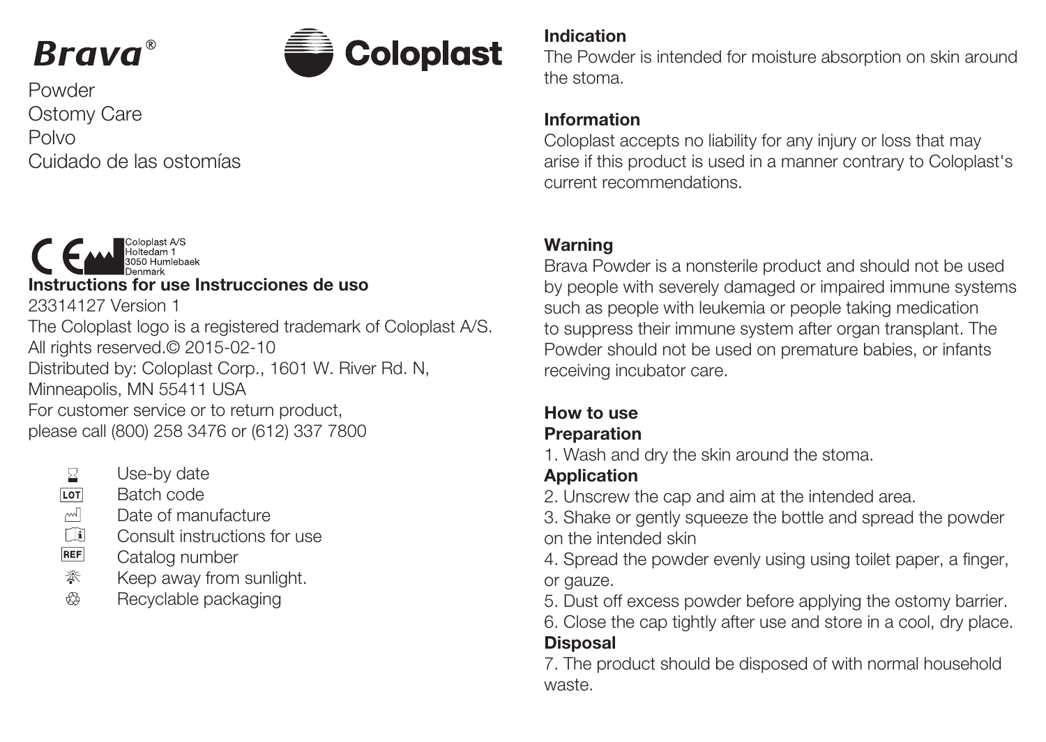# Brava®

**Coloplast**

Powder
Ostomy Care
Polvo
Cuidado de las ostomías

Coloplast A/S
Holtedam 1
3050 Humlebaek
Denmark

**Instructions for use Instrucciones de uso**

23314127 Version 1
The Coloplast logo is a registered trademark of Coloplast A/S.
All rights reserved.© 2015-02-10
Distributed by: Coloplast Corp., 1601 W. River Rd. N,
Minneapolis, MN 55411 USA
For customer service or to return product,
please call (800) 258 3476 or (612) 337 7800

- Use-by date
- LOT Batch code
- Date of manufacture
- Consult instructions for use
- REF Catalog number
- Keep away from sunlight.
- Recyclable packaging

**Indication**

The Powder is intended for moisture absorption on skin around the stoma.

**Information**

Coloplast accepts no liability for any injury or loss that may arise if this product is used in a manner contrary to Coloplast's current recommendations.

**Warning**

Brava Powder is a nonsterile product and should not be used by people with severely damaged or impaired immune systems such as people with leukemia or people taking medication to suppress their immune system after organ transplant. The Powder should not be used on premature babies, or infants receiving incubator care.

**How to use**

**Preparation**

1. Wash and dry the skin around the stoma.

**Application**

2. Unscrew the cap and aim at the intended area.
3. Shake or gently squeeze the bottle and spread the powder on the intended skin
4. Spread the powder evenly using using toilet paper, a finger, or gauze.
5. Dust off excess powder before applying the ostomy barrier.
6. Close the cap tightly after use and store in a cool, dry place.

**Disposal**

7. The product should be disposed of with normal household waste.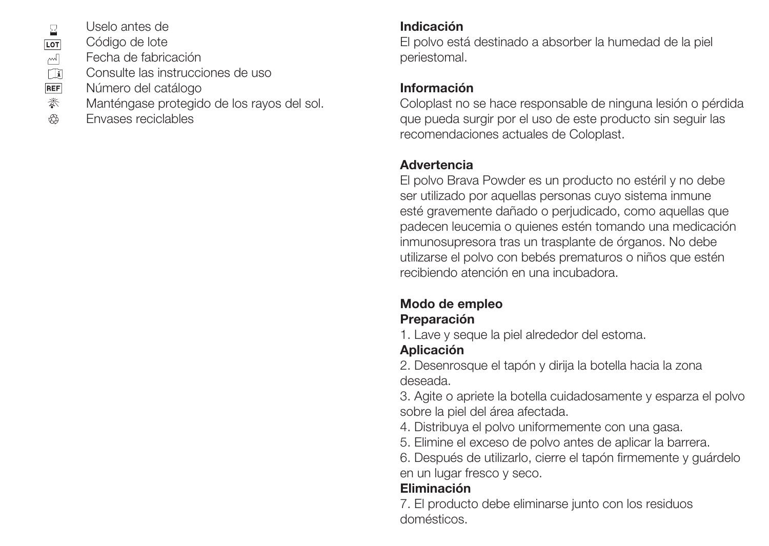- Uselo antes de
- LOT Código de lote
- Fecha de fabricación
- Consulte las instrucciones de uso
- REF Número del catálogo
- Manténgase protegido de los rayos del sol.
- Envases reciclables

**Indicación**

El polvo está destinado a absorber la humedad de la piel periestomal.

**Información**

Coloplast no se hace responsable de ninguna lesión o pérdida que pueda surgir por el uso de este producto sin seguir las recomendaciones actuales de Coloplast.

**Advertencia**

El polvo Brava Powder es un producto no estéril y no debe ser utilizado por aquellas personas cuyo sistema inmune esté gravemente dañado o perjudicado, como aquellas que padecen leucemia o quienes estén tomando una medicación inmunosupresora tras un trasplante de órganos. No debe utilizarse el polvo con bebés prematuros o niños que estén recibiendo atención en una incubadora.

**Modo de empleo**

**Preparación**

1. Lave y seque la piel alrededor del estoma.

**Aplicación**

2. Desenrosque el tapón y dirija la botella hacia la zona deseada.
3. Agite o apriete la botella cuidadosamente y esparza el polvo sobre la piel del área afectada.
4. Distribuya el polvo uniformemente con una gasa.
5. Elimine el exceso de polvo antes de aplicar la barrera.
6. Después de utilizarlo, cierre el tapón firmemente y guárdelo en un lugar fresco y seco.

**Eliminación**

7. El producto debe eliminarse junto con los residuos domésticos.